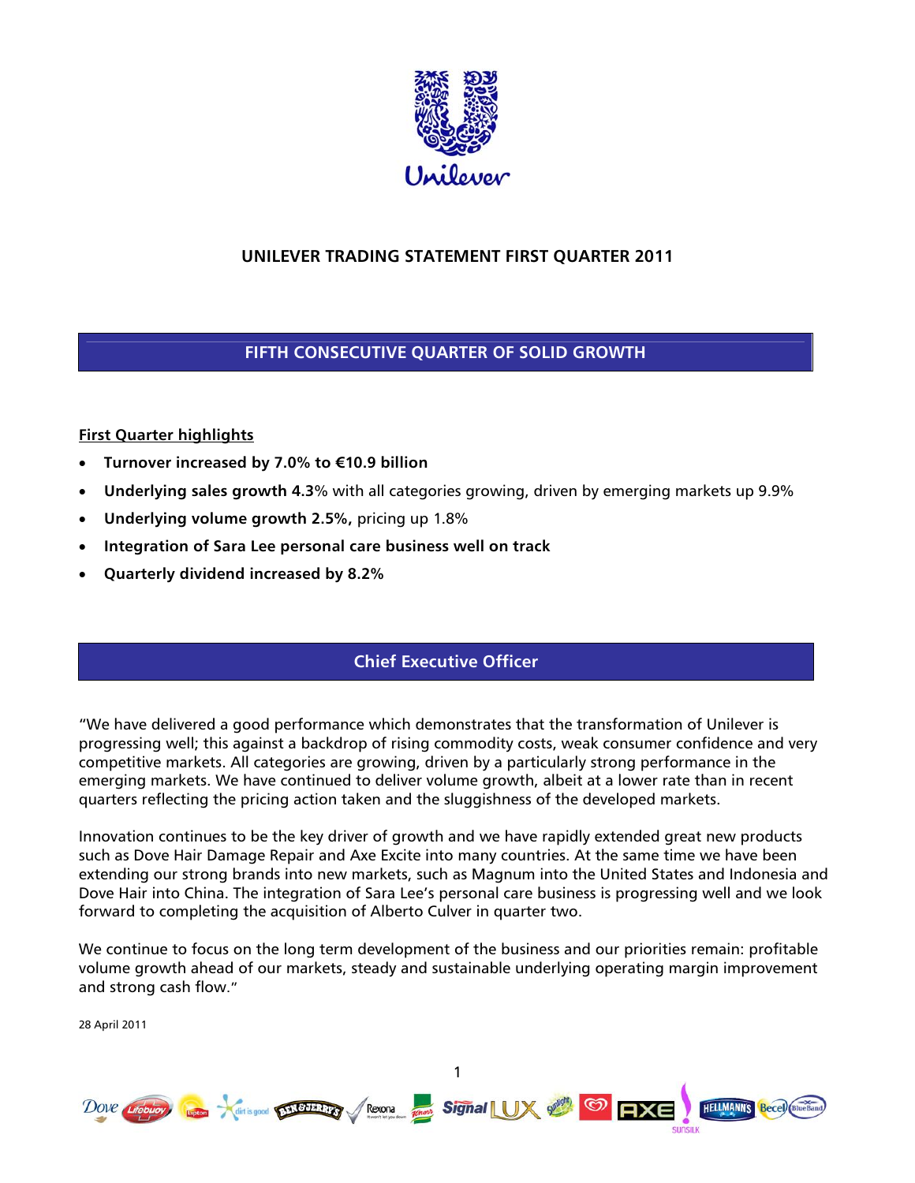# UNILEVER TRADING STATEMENT FIRST QUARTER 2011

## FIFTH CONSECUTIVE QUARTER OF SOLID GROWTH

**First Quarter highlights**

- **Turnover increased by 7.0% to €10.9 billion**
- **Underlying sales growth 4.3**% with all categories growing, driven by emerging markets up 9.9%
- **Underlying volume growth 2.5%,** pricing up 1.8%
- **Integration of Sara Lee personal care business well on track**
- **Quarterly dividend increased by 8.2%**

## Chief Executive Officer

"We have delivered a good performance which demonstrates that the transformation of Unilever is progressing well; this against a backdrop of rising commodity costs, weak consumer confidence and very competitive markets. All categories are growing, driven by a particularly strong performance in the emerging markets. We have continued to deliver volume growth, albeit at a lower rate than in recent quarters reflecting the pricing action taken and the sluggishness of the developed markets.

Innovation continues to be the key driver of growth and we have rapidly extended great new products such as Dove Hair Damage Repair and Axe Excite into many countries. At the same time we have been extending our strong brands into new markets, such as Magnum into the United States and Indonesia and Dove Hair into China. The integration of Sara Lee's personal care business is progressing well and we look forward to completing the acquisition of Alberto Culver in quarter two.

We continue to focus on the long term development of the business and our priorities remain: profitable volume growth ahead of our markets, steady and sustainable underlying operating margin improvement and strong cash flow."

28 April 2011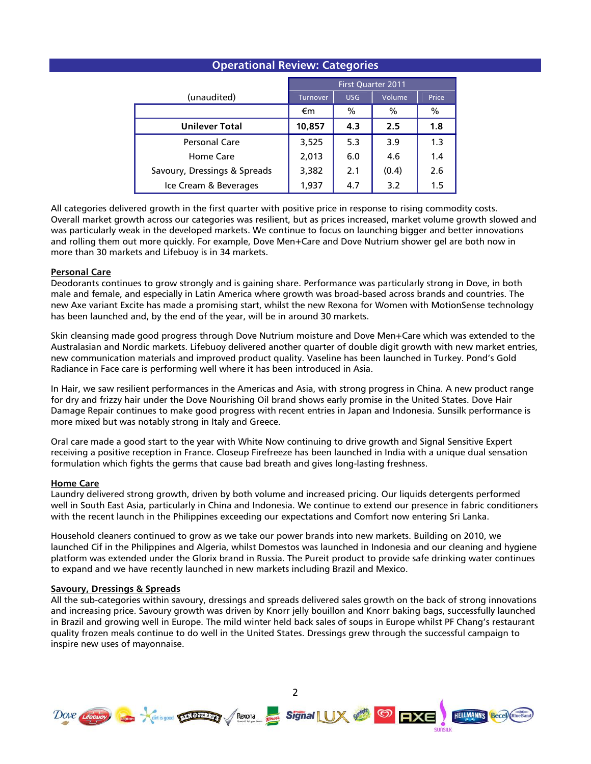## Operational Review: Categories

| (unaudited) | First Quarter 2011 | | | |
|---|---|---|---|---|
| | Turnover | USG | Volume | Price |
| | €m | % | % | % |
| **Unilever Total** | **10,857** | **4.3** | **2.5** | **1.8** |
| Personal Care | 3,525 | 5.3 | 3.9 | 1.3 |
| Home Care | 2,013 | 6.0 | 4.6 | 1.4 |
| Savoury, Dressings & Spreads | 3,382 | 2.1 | (0.4) | 2.6 |
| Ice Cream & Beverages | 1,937 | 4.7 | 3.2 | 1.5 |

All categories delivered growth in the first quarter with positive price in response to rising commodity costs. Overall market growth across our categories was resilient, but as prices increased, market volume growth slowed and was particularly weak in the developed markets. We continue to focus on launching bigger and better innovations and rolling them out more quickly. For example, Dove Men+Care and Dove Nutrium shower gel are both now in more than 30 markets and Lifebuoy is in 34 markets.

**Personal Care**

Deodorants continues to grow strongly and is gaining share. Performance was particularly strong in Dove, in both male and female, and especially in Latin America where growth was broad-based across brands and countries. The new Axe variant Excite has made a promising start, whilst the new Rexona for Women with MotionSense technology has been launched and, by the end of the year, will be in around 30 markets.

Skin cleansing made good progress through Dove Nutrium moisture and Dove Men+Care which was extended to the Australasian and Nordic markets. Lifebuoy delivered another quarter of double digit growth with new market entries, new communication materials and improved product quality. Vaseline has been launched in Turkey. Pond's Gold Radiance in Face care is performing well where it has been introduced in Asia.

In Hair, we saw resilient performances in the Americas and Asia, with strong progress in China. A new product range for dry and frizzy hair under the Dove Nourishing Oil brand shows early promise in the United States. Dove Hair Damage Repair continues to make good progress with recent entries in Japan and Indonesia. Sunsilk performance is more mixed but was notably strong in Italy and Greece.

Oral care made a good start to the year with White Now continuing to drive growth and Signal Sensitive Expert receiving a positive reception in France. Closeup Firefreeze has been launched in India with a unique dual sensation formulation which fights the germs that cause bad breath and gives long-lasting freshness.

**Home Care**

Laundry delivered strong growth, driven by both volume and increased pricing. Our liquids detergents performed well in South East Asia, particularly in China and Indonesia. We continue to extend our presence in fabric conditioners with the recent launch in the Philippines exceeding our expectations and Comfort now entering Sri Lanka.

Household cleaners continued to grow as we take our power brands into new markets. Building on 2010, we launched Cif in the Philippines and Algeria, whilst Domestos was launched in Indonesia and our cleaning and hygiene platform was extended under the Glorix brand in Russia. The Pureit product to provide safe drinking water continues to expand and we have recently launched in new markets including Brazil and Mexico.

**Savoury, Dressings & Spreads**

All the sub-categories within savoury, dressings and spreads delivered sales growth on the back of strong innovations and increasing price. Savoury growth was driven by Knorr jelly bouillon and Knorr baking bags, successfully launched in Brazil and growing well in Europe. The mild winter held back sales of soups in Europe whilst PF Chang's restaurant quality frozen meals continue to do well in the United States. Dressings grew through the successful campaign to inspire new uses of mayonnaise.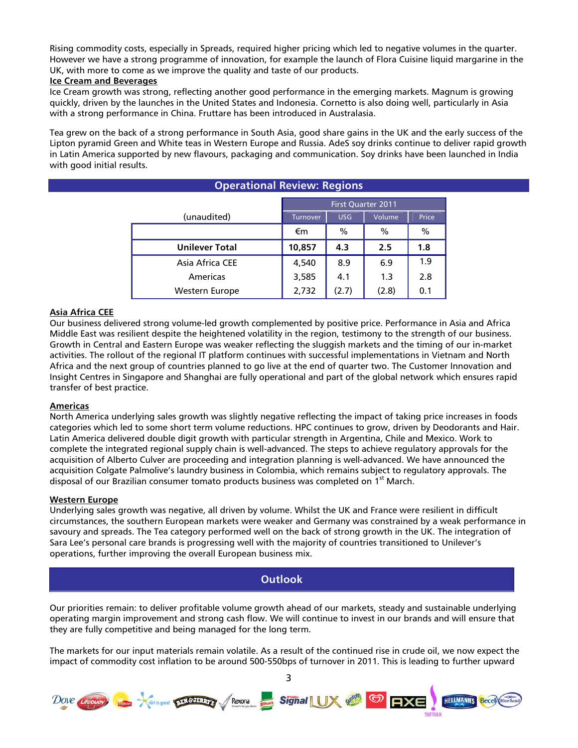Rising commodity costs, especially in Spreads, required higher pricing which led to negative volumes in the quarter. However we have a strong programme of innovation, for example the launch of Flora Cuisine liquid margarine in the UK, with more to come as we improve the quality and taste of our products.

**Ice Cream and Beverages**

Ice Cream growth was strong, reflecting another good performance in the emerging markets. Magnum is growing quickly, driven by the launches in the United States and Indonesia. Cornetto is also doing well, particularly in Asia with a strong performance in China. Fruttare has been introduced in Australasia.

Tea grew on the back of a strong performance in South Asia, good share gains in the UK and the early success of the Lipton pyramid Green and White teas in Western Europe and Russia. AdeS soy drinks continue to deliver rapid growth in Latin America supported by new flavours, packaging and communication. Soy drinks have been launched in India with good initial results.

## Operational Review: Regions

| (unaudited) | First Quarter 2011 | | | |
|---|---|---|---|---|
| | Turnover | USG | Volume | Price |
| | €m | % | % | % |
| **Unilever Total** | **10,857** | **4.3** | **2.5** | **1.8** |
| Asia Africa CEE | 4,540 | 8.9 | 6.9 | 1.9 |
| Americas | 3,585 | 4.1 | 1.3 | 2.8 |
| Western Europe | 2,732 | (2.7) | (2.8) | 0.1 |

**Asia Africa CEE**

Our business delivered strong volume-led growth complemented by positive price. Performance in Asia and Africa Middle East was resilient despite the heightened volatility in the region, testimony to the strength of our business. Growth in Central and Eastern Europe was weaker reflecting the sluggish markets and the timing of our in-market activities. The rollout of the regional IT platform continues with successful implementations in Vietnam and North Africa and the next group of countries planned to go live at the end of quarter two. The Customer Innovation and Insight Centres in Singapore and Shanghai are fully operational and part of the global network which ensures rapid transfer of best practice.

**Americas**

North America underlying sales growth was slightly negative reflecting the impact of taking price increases in foods categories which led to some short term volume reductions. HPC continues to grow, driven by Deodorants and Hair. Latin America delivered double digit growth with particular strength in Argentina, Chile and Mexico. Work to complete the integrated regional supply chain is well-advanced. The steps to achieve regulatory approvals for the acquisition of Alberto Culver are proceeding and integration planning is well-advanced. We have announced the acquisition Colgate Palmolive's laundry business in Colombia, which remains subject to regulatory approvals. The disposal of our Brazilian consumer tomato products business was completed on 1st March.

**Western Europe**

Underlying sales growth was negative, all driven by volume. Whilst the UK and France were resilient in difficult circumstances, the southern European markets were weaker and Germany was constrained by a weak performance in savoury and spreads. The Tea category performed well on the back of strong growth in the UK. The integration of Sara Lee's personal care brands is progressing well with the majority of countries transitioned to Unilever's operations, further improving the overall European business mix.

## Outlook

Our priorities remain: to deliver profitable volume growth ahead of our markets, steady and sustainable underlying operating margin improvement and strong cash flow. We will continue to invest in our brands and will ensure that they are fully competitive and being managed for the long term.

The markets for our input materials remain volatile. As a result of the continued rise in crude oil, we now expect the impact of commodity cost inflation to be around 500-550bps of turnover in 2011. This is leading to further upward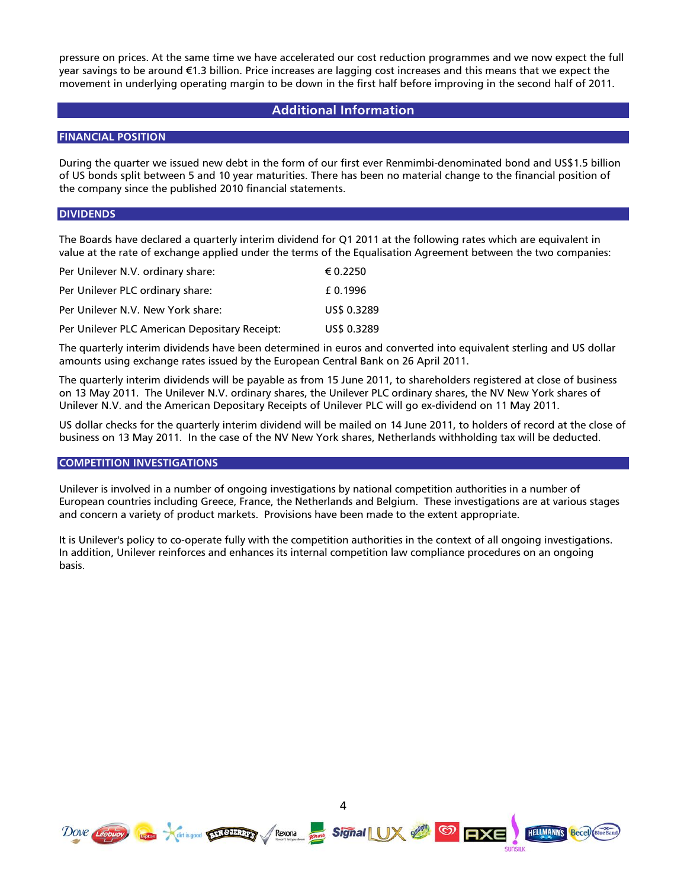pressure on prices. At the same time we have accelerated our cost reduction programmes and we now expect the full year savings to be around €1.3 billion. Price increases are lagging cost increases and this means that we expect the movement in underlying operating margin to be down in the first half before improving in the second half of 2011.

## Additional Information

### FINANCIAL POSITION

During the quarter we issued new debt in the form of our first ever Renmimbi-denominated bond and US$1.5 billion of US bonds split between 5 and 10 year maturities. There has been no material change to the financial position of the company since the published 2010 financial statements.

### DIVIDENDS

The Boards have declared a quarterly interim dividend for Q1 2011 at the following rates which are equivalent in value at the rate of exchange applied under the terms of the Equalisation Agreement between the two companies:

| | |
|---|---|
| Per Unilever N.V. ordinary share: | € 0.2250 |
| Per Unilever PLC ordinary share: | £ 0.1996 |
| Per Unilever N.V. New York share: | US$ 0.3289 |
| Per Unilever PLC American Depositary Receipt: | US$ 0.3289 |

The quarterly interim dividends have been determined in euros and converted into equivalent sterling and US dollar amounts using exchange rates issued by the European Central Bank on 26 April 2011.

The quarterly interim dividends will be payable as from 15 June 2011, to shareholders registered at close of business on 13 May 2011. The Unilever N.V. ordinary shares, the Unilever PLC ordinary shares, the NV New York shares of Unilever N.V. and the American Depositary Receipts of Unilever PLC will go ex-dividend on 11 May 2011.

US dollar checks for the quarterly interim dividend will be mailed on 14 June 2011, to holders of record at the close of business on 13 May 2011. In the case of the NV New York shares, Netherlands withholding tax will be deducted.

### COMPETITION INVESTIGATIONS

Unilever is involved in a number of ongoing investigations by national competition authorities in a number of European countries including Greece, France, the Netherlands and Belgium. These investigations are at various stages and concern a variety of product markets. Provisions have been made to the extent appropriate.

It is Unilever's policy to co-operate fully with the competition authorities in the context of all ongoing investigations. In addition, Unilever reinforces and enhances its internal competition law compliance procedures on an ongoing basis.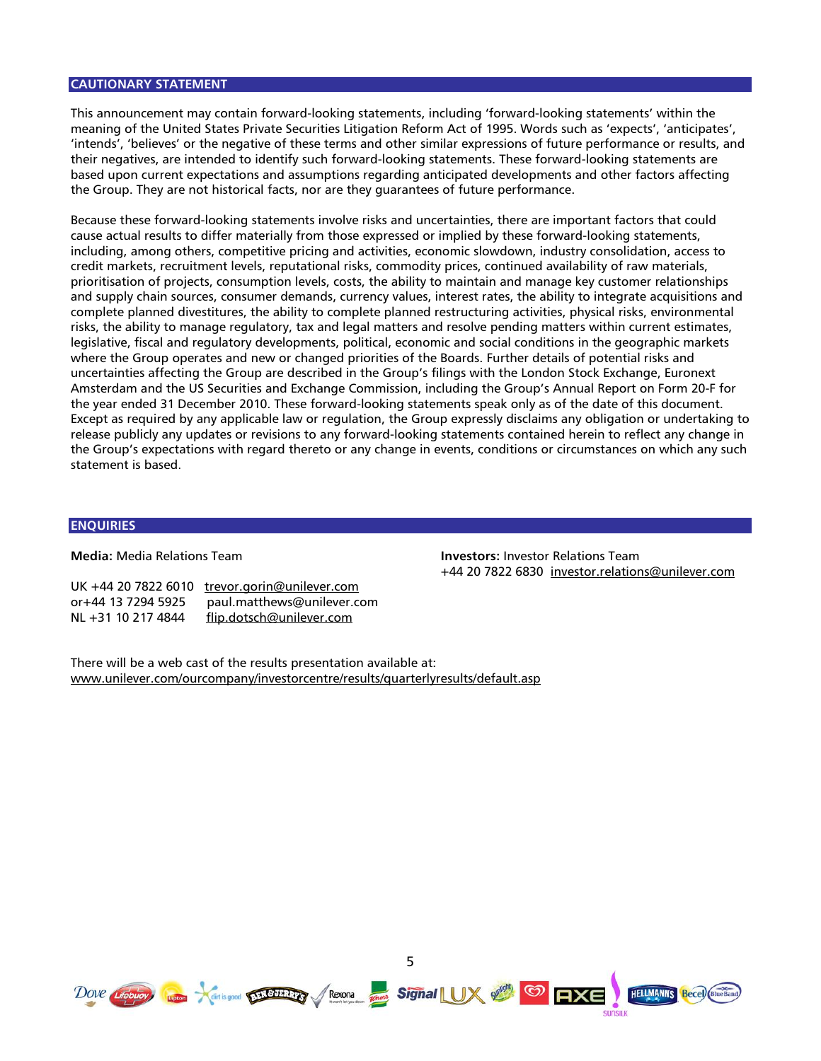## CAUTIONARY STATEMENT

This announcement may contain forward-looking statements, including 'forward-looking statements' within the meaning of the United States Private Securities Litigation Reform Act of 1995. Words such as 'expects', 'anticipates', 'intends', 'believes' or the negative of these terms and other similar expressions of future performance or results, and their negatives, are intended to identify such forward-looking statements. These forward-looking statements are based upon current expectations and assumptions regarding anticipated developments and other factors affecting the Group. They are not historical facts, nor are they guarantees of future performance.

Because these forward-looking statements involve risks and uncertainties, there are important factors that could cause actual results to differ materially from those expressed or implied by these forward-looking statements, including, among others, competitive pricing and activities, economic slowdown, industry consolidation, access to credit markets, recruitment levels, reputational risks, commodity prices, continued availability of raw materials, prioritisation of projects, consumption levels, costs, the ability to maintain and manage key customer relationships and supply chain sources, consumer demands, currency values, interest rates, the ability to integrate acquisitions and complete planned divestitures, the ability to complete planned restructuring activities, physical risks, environmental risks, the ability to manage regulatory, tax and legal matters and resolve pending matters within current estimates, legislative, fiscal and regulatory developments, political, economic and social conditions in the geographic markets where the Group operates and new or changed priorities of the Boards. Further details of potential risks and uncertainties affecting the Group are described in the Group's filings with the London Stock Exchange, Euronext Amsterdam and the US Securities and Exchange Commission, including the Group's Annual Report on Form 20-F for the year ended 31 December 2010. These forward-looking statements speak only as of the date of this document. Except as required by any applicable law or regulation, the Group expressly disclaims any obligation or undertaking to release publicly any updates or revisions to any forward-looking statements contained herein to reflect any change in the Group's expectations with regard thereto or any change in events, conditions or circumstances on which any such statement is based.

## ENQUIRIES

**Media:** Media Relations Team

UK +44 20 7822 6010 trevor.gorin@unilever.com
or+44 13 7294 5925 paul.matthews@unilever.com
NL +31 10 217 4844 flip.dotsch@unilever.com

**Investors:** Investor Relations Team
+44 20 7822 6830 investor.relations@unilever.com

There will be a web cast of the results presentation available at:
www.unilever.com/ourcompany/investorcentre/results/quarterlyresults/default.asp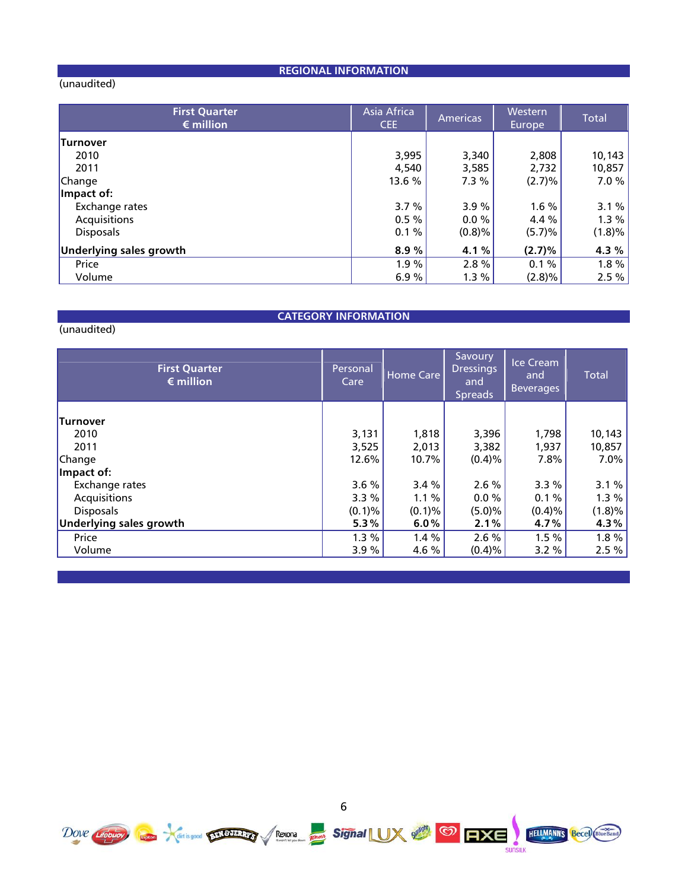## REGIONAL INFORMATION

(unaudited)

| First Quarter € million | Asia Africa CEE | Americas | Western Europe | Total |
|---|---|---|---|---|
| **Turnover** | | | | |
| 2010 | 3,995 | 3,340 | 2,808 | 10,143 |
| 2011 | 4,540 | 3,585 | 2,732 | 10,857 |
| Change | 13.6 % | 7.3 % | (2.7)% | 7.0 % |
| **Impact of:** | | | | |
| Exchange rates | 3.7 % | 3.9 % | 1.6 % | 3.1 % |
| Acquisitions | 0.5 % | 0.0 % | 4.4 % | 1.3 % |
| Disposals | 0.1 % | (0.8)% | (5.7)% | (1.8)% |
| **Underlying sales growth** | **8.9 %** | **4.1 %** | **(2.7)%** | **4.3 %** |
| Price | 1.9 % | 2.8 % | 0.1 % | 1.8 % |
| Volume | 6.9 % | 1.3 % | (2.8)% | 2.5 % |

## CATEGORY INFORMATION

(unaudited)

| First Quarter € million | Personal Care | Home Care | Savoury Dressings and Spreads | Ice Cream and Beverages | Total |
|---|---|---|---|---|---|
| **Turnover** | | | | | |
| 2010 | 3,131 | 1,818 | 3,396 | 1,798 | 10,143 |
| 2011 | 3,525 | 2,013 | 3,382 | 1,937 | 10,857 |
| Change | 12.6% | 10.7% | (0.4)% | 7.8% | 7.0% |
| **Impact of:** | | | | | |
| Exchange rates | 3.6 % | 3.4 % | 2.6 % | 3.3 % | 3.1 % |
| Acquisitions | 3.3 % | 1.1 % | 0.0 % | 0.1 % | 1.3 % |
| Disposals | (0.1)% | (0.1)% | (5.0)% | (0.4)% | (1.8)% |
| **Underlying sales growth** | **5.3%** | **6.0%** | **2.1%** | **4.7%** | **4.3%** |
| Price | 1.3 % | 1.4 % | 2.6 % | 1.5 % | 1.8 % |
| Volume | 3.9 % | 4.6 % | (0.4)% | 3.2 % | 2.5 % |